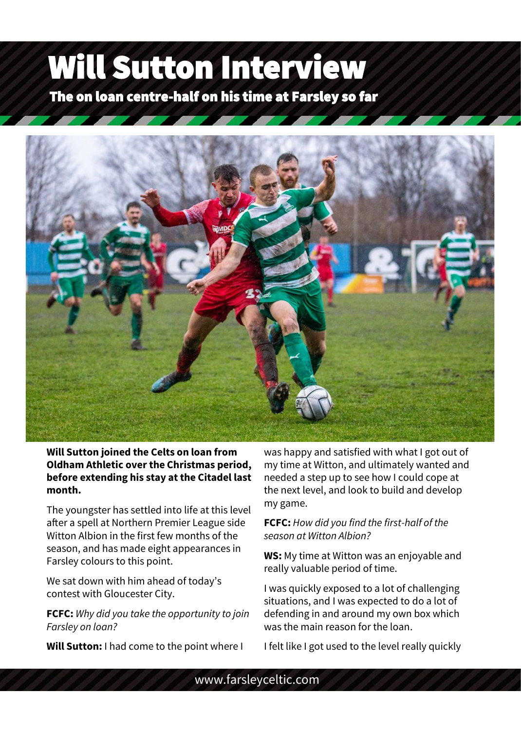# Will Sutton Interview

## The on loan centre-half on his time at Farsley so far

**Will Sutton joined the Celts on loan from Oldham Athletic over the Christmas period, before extending his stay at the Citadel last month.**

The youngster has settled into life at this level after a spell at Northern Premier League side Witton Albion in the first few months of the season, and has made eight appearances in Farsley colours to this point.

We sat down with him ahead of today's contest with Gloucester City.

**FCFC:** *Why did you take the opportunity to join Farsley on loan?*

**Will Sutton:** I had come to the point where I was happy and satisfied with what I got out of my time at Witton, and ultimately wanted and needed a step up to see how I could cope at the next level, and look to build and develop my game.

**FCFC:** *How did you find the first-half of the season at Witton Albion?*

**WS:** My time at Witton was an enjoyable and really valuable period of time.

I was quickly exposed to a lot of challenging situations, and I was expected to do a lot of defending in and around my own box which was the main reason for the loan.

I felt like I got used to the level really quickly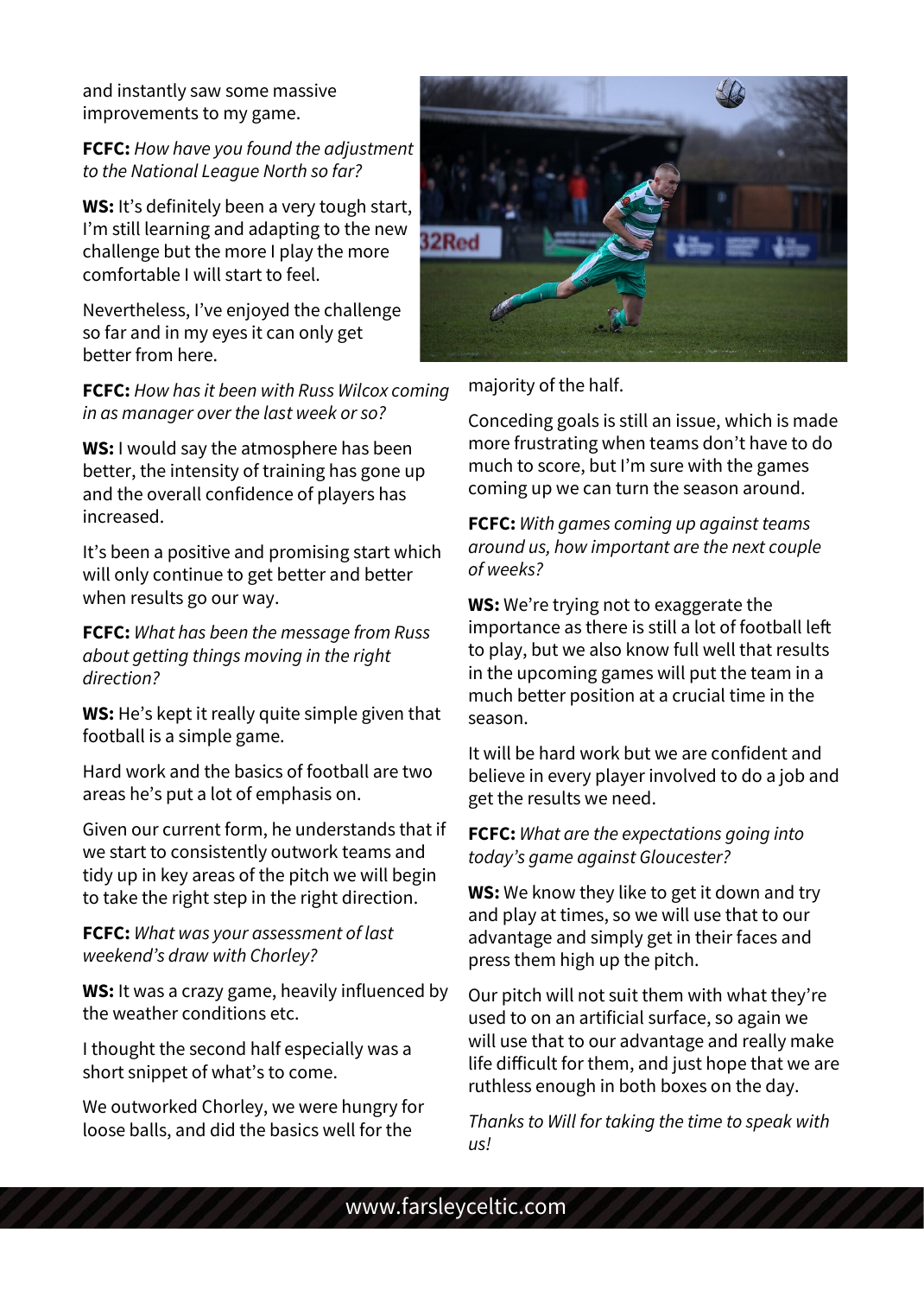and instantly saw some massive improvements to my game.

**FCFC:** *How have you found the adjustment to the National League North so far?*

**WS:** It's definitely been a very tough start, I'm still learning and adapting to the new challenge but the more I play the more comfortable I will start to feel.

Nevertheless, I've enjoyed the challenge so far and in my eyes it can only get better from here.

**FCFC:** *How has it been with Russ Wilcox coming in as manager over the last week or so?*

**WS:** I would say the atmosphere has been better, the intensity of training has gone up and the overall confidence of players has increased.

It's been a positive and promising start which will only continue to get better and better when results go our way.

**FCFC:** *What has been the message from Russ about getting things moving in the right direction?*

**WS:** He's kept it really quite simple given that football is a simple game.

Hard work and the basics of football are two areas he's put a lot of emphasis on.

Given our current form, he understands that if we start to consistently outwork teams and tidy up in key areas of the pitch we will begin to take the right step in the right direction.

**FCFC:** *What was your assessment of last weekend's draw with Chorley?*

**WS:** It was a crazy game, heavily influenced by the weather conditions etc.

I thought the second half especially was a short snippet of what's to come.

We outworked Chorley, we were hungry for loose balls, and did the basics well for the majority of the half.

Conceding goals is still an issue, which is made more frustrating when teams don't have to do much to score, but I'm sure with the games coming up we can turn the season around.

**FCFC:** *With games coming up against teams around us, how important are the next couple of weeks?*

**WS:** We're trying not to exaggerate the importance as there is still a lot of football left to play, but we also know full well that results in the upcoming games will put the team in a much better position at a crucial time in the season.

It will be hard work but we are confident and believe in every player involved to do a job and get the results we need.

**FCFC:** *What are the expectations going into today's game against Gloucester?*

**WS:** We know they like to get it down and try and play at times, so we will use that to our advantage and simply get in their faces and press them high up the pitch.

Our pitch will not suit them with what they're used to on an artificial surface, so again we will use that to our advantage and really make life difficult for them, and just hope that we are ruthless enough in both boxes on the day.

*Thanks to Will for taking the time to speak with us!*